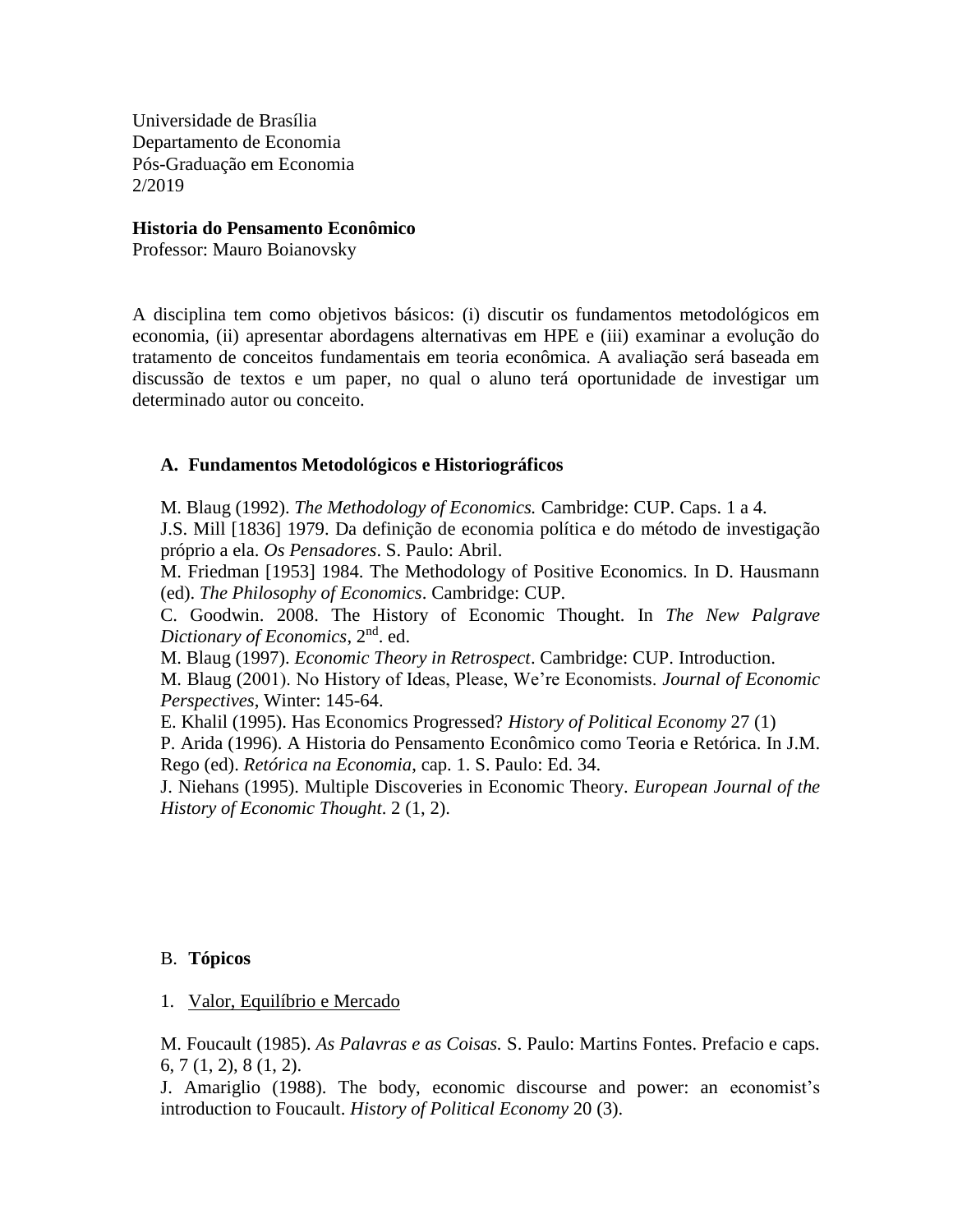Universidade de Brasília
Departamento de Economia
Pós-Graduação em Economia
2/2019

**Historia do Pensamento Econômico**
Professor: Mauro Boianovsky

A disciplina tem como objetivos básicos: (i) discutir os fundamentos metodológicos em economia, (ii) apresentar abordagens alternativas em HPE e (iii) examinar a evolução do tratamento de conceitos fundamentais em teoria econômica. A avaliação será baseada em discussão de textos e um paper, no qual o aluno terá oportunidade de investigar um determinado autor ou conceito.

## A. Fundamentos Metodológicos e Historiográficos

M. Blaug (1992). *The Methodology of Economics.* Cambridge: CUP. Caps. 1 a 4.
J.S. Mill [1836] 1979. Da definição de economia política e do método de investigação próprio a ela. *Os Pensadores*. S. Paulo: Abril.
M. Friedman [1953] 1984. The Methodology of Positive Economics. In D. Hausmann (ed). *The Philosophy of Economics*. Cambridge: CUP.
C. Goodwin. 2008. The History of Economic Thought. In *The New Palgrave Dictionary of Economics*, 2nd. ed.
M. Blaug (1997). *Economic Theory in Retrospect*. Cambridge: CUP. Introduction.
M. Blaug (2001). No History of Ideas, Please, We're Economists. *Journal of Economic Perspectives*, Winter: 145-64.
E. Khalil (1995). Has Economics Progressed? *History of Political Economy* 27 (1)
P. Arida (1996). A Historia do Pensamento Econômico como Teoria e Retórica. In J.M. Rego (ed). *Retórica na Economia*, cap. 1. S. Paulo: Ed. 34.
J. Niehans (1995). Multiple Discoveries in Economic Theory. *European Journal of the History of Economic Thought*. 2 (1, 2).

## B. **Tópicos**

1. Valor, Equilíbrio e Mercado

M. Foucault (1985). *As Palavras e as Coisas.* S. Paulo: Martins Fontes. Prefacio e caps. 6, 7 (1, 2), 8 (1, 2).
J. Amariglio (1988). The body, economic discourse and power: an economist's introduction to Foucault. *History of Political Economy* 20 (3).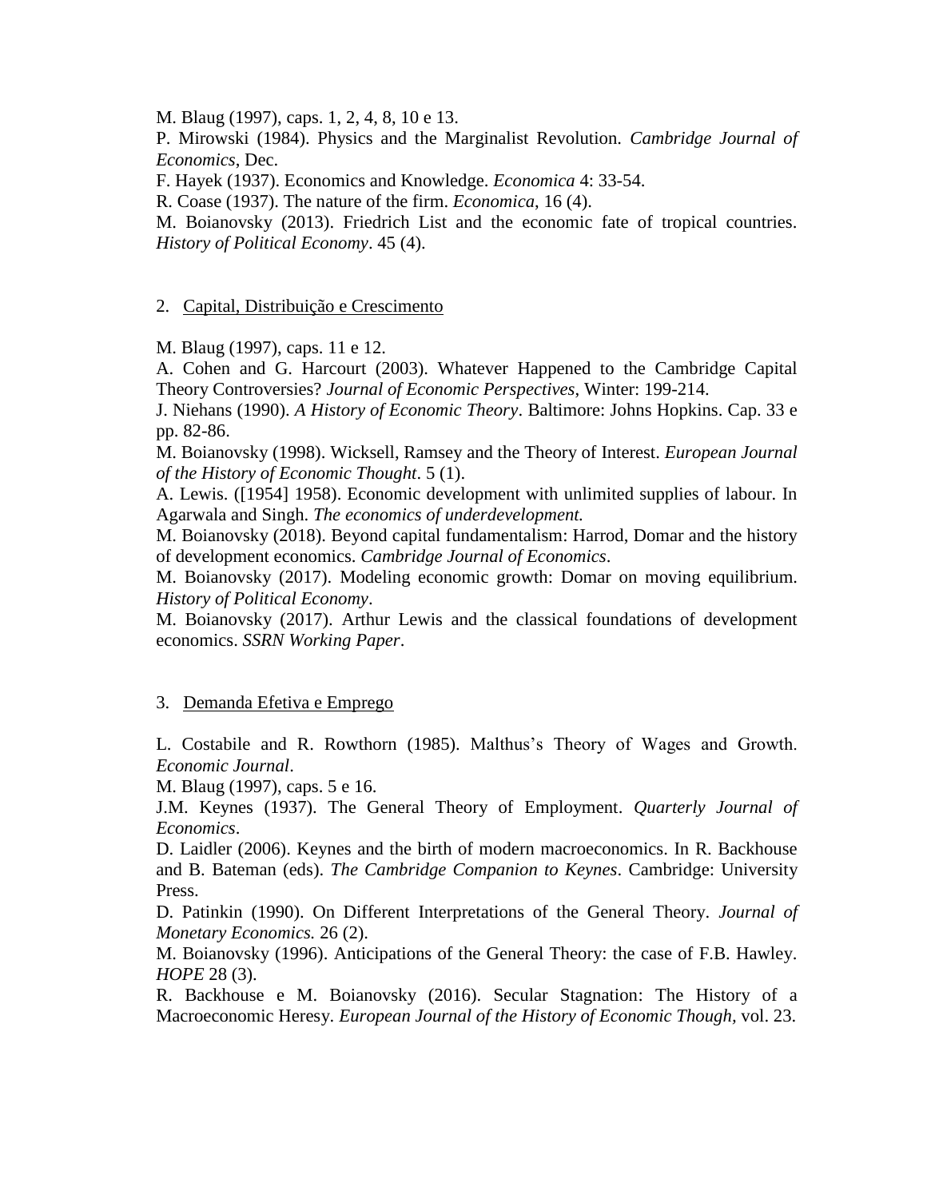M. Blaug (1997), caps. 1, 2, 4, 8, 10 e 13.

P. Mirowski (1984). Physics and the Marginalist Revolution. *Cambridge Journal of Economics*, Dec.

F. Hayek (1937). Economics and Knowledge. *Economica* 4: 33-54.

R. Coase (1937). The nature of the firm. *Economica*, 16 (4).

M. Boianovsky (2013). Friedrich List and the economic fate of tropical countries. *History of Political Economy*. 45 (4).

2. <u>Capital, Distribuição e Crescimento</u>

M. Blaug (1997), caps. 11 e 12.

A. Cohen and G. Harcourt (2003). Whatever Happened to the Cambridge Capital Theory Controversies? *Journal of Economic Perspectives*, Winter: 199-214.

J. Niehans (1990). *A History of Economic Theory*. Baltimore: Johns Hopkins. Cap. 33 e pp. 82-86.

M. Boianovsky (1998). Wicksell, Ramsey and the Theory of Interest. *European Journal of the History of Economic Thought*. 5 (1).

A. Lewis. ([1954] 1958). Economic development with unlimited supplies of labour. In Agarwala and Singh. *The economics of underdevelopment.*

M. Boianovsky (2018). Beyond capital fundamentalism: Harrod, Domar and the history of development economics. *Cambridge Journal of Economics*.

M. Boianovsky (2017). Modeling economic growth: Domar on moving equilibrium. *History of Political Economy*.

M. Boianovsky (2017). Arthur Lewis and the classical foundations of development economics. *SSRN Working Paper*.

3. <u>Demanda Efetiva e Emprego</u>

L. Costabile and R. Rowthorn (1985). Malthus's Theory of Wages and Growth. *Economic Journal*.

M. Blaug (1997), caps. 5 e 16.

J.M. Keynes (1937). The General Theory of Employment. *Quarterly Journal of Economics*.

D. Laidler (2006). Keynes and the birth of modern macroeconomics. In R. Backhouse and B. Bateman (eds). *The Cambridge Companion to Keynes*. Cambridge: University Press.

D. Patinkin (1990). On Different Interpretations of the General Theory. *Journal of Monetary Economics.* 26 (2).

M. Boianovsky (1996). Anticipations of the General Theory: the case of F.B. Hawley. *HOPE* 28 (3).

R. Backhouse e M. Boianovsky (2016). Secular Stagnation: The History of a Macroeconomic Heresy. *European Journal of the History of Economic Though*, vol. 23.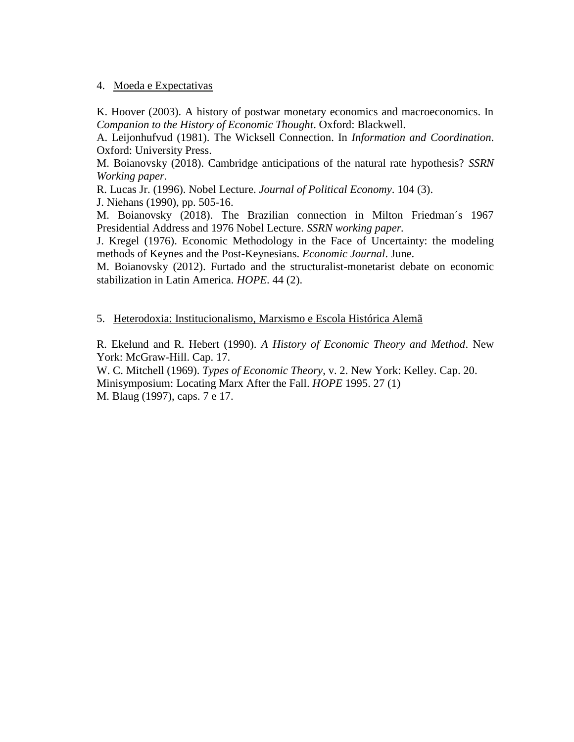4. Moeda e Expectativas

K. Hoover (2003). A history of postwar monetary economics and macroeconomics. In *Companion to the History of Economic Thought*. Oxford: Blackwell.
A. Leijonhufvud (1981). The Wicksell Connection. In *Information and Coordination*. Oxford: University Press.
M. Boianovsky (2018). Cambridge anticipations of the natural rate hypothesis? *SSRN Working paper*.
R. Lucas Jr. (1996). Nobel Lecture. *Journal of Political Economy*. 104 (3).
J. Niehans (1990), pp. 505-16.
M. Boianovsky (2018). The Brazilian connection in Milton Friedman´s 1967 Presidential Address and 1976 Nobel Lecture. *SSRN working paper*.
J. Kregel (1976). Economic Methodology in the Face of Uncertainty: the modeling methods of Keynes and the Post-Keynesians. *Economic Journal*. June.
M. Boianovsky (2012). Furtado and the structuralist-monetarist debate on economic stabilization in Latin America. *HOPE*. 44 (2).

5. Heterodoxia: Institucionalismo, Marxismo e Escola Histórica Alemã

R. Ekelund and R. Hebert (1990). *A History of Economic Theory and Method*. New York: McGraw-Hill. Cap. 17.
W. C. Mitchell (1969). *Types of Economic Theory*, v. 2. New York: Kelley. Cap. 20.
Minisymposium: Locating Marx After the Fall. *HOPE* 1995. 27 (1)
M. Blaug (1997), caps. 7 e 17.